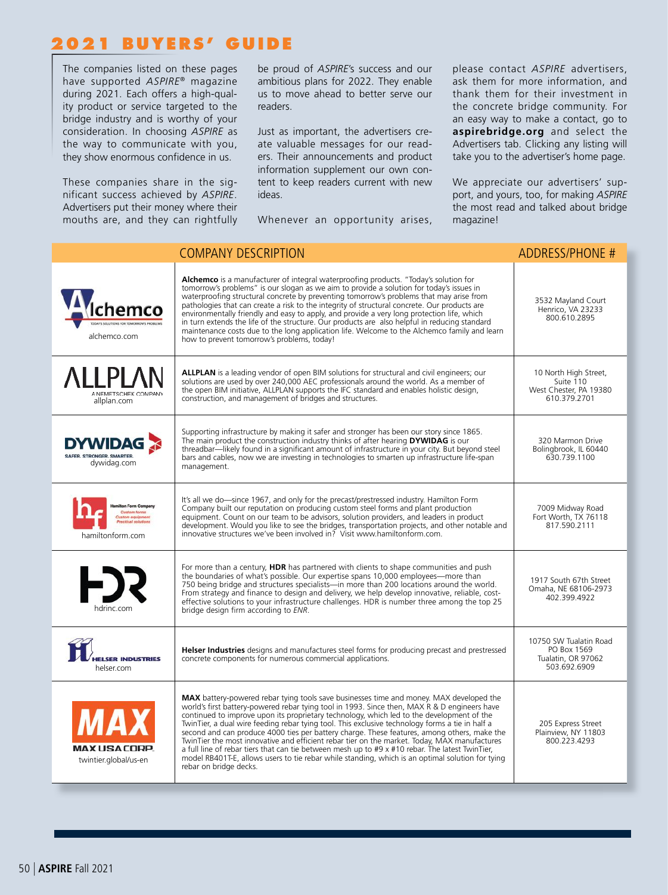# 2021 BUYERS' GUIDE

The companies listed on these pages have supported *ASPIRE*® magazine during 2021. Each offers a high-quality product or service targeted to the bridge industry and is worthy of your consideration. In choosing *ASPIRE* as the way to communicate with you, they show enormous confidence in us.

These companies share in the significant success achieved by *ASPIRE*. Advertisers put their money where their mouths are, and they can rightfully be proud of *ASPIRE*'s success and our ambitious plans for 2022. They enable us to move ahead to better serve our readers.

Just as important, the advertisers create valuable messages for our readers. Their announcements and product information supplement our own content to keep readers current with new ideas.

Whenever an opportunity arises, please contact *ASPIRE* advertisers, ask them for more information, and thank them for their investment in the concrete bridge community. For an easy way to make a contact, go to **aspirebridge.org** and select the Advertisers tab. Clicking any listing will take you to the advertiser's home page.

We appreciate our advertisers' support, and yours, too, for making *ASPIRE* the most read and talked about bridge magazine!

| | COMPANY DESCRIPTION | ADDRESS/PHONE # |
|---|---|---|
| Alchemco — TODAY'S SOLUTIONS FOR TOMORROW'S PROBLEMS — alchemco.com | **Alchemco** is a manufacturer of integral waterproofing products. "Today's solution for tomorrow's problems" is our slogan as we aim to provide a solution for today's issues in waterproofing structural concrete by preventing tomorrow's problems that may arise from pathologies that can create a risk to the integrity of structural concrete. Our products are environmentally friendly and easy to apply, and provide a very long protection life, which in turn extends the life of the structure. Our products are also helpful in reducing standard maintenance costs due to the long application life. Welcome to the Alchemco family and learn how to prevent tomorrow's problems, today! | 3532 Mayland Court<br>Henrico, VA 23233<br>800.610.2895 |
| ALLPLAN — A NEMETSCHEK COMPANY — allplan.com | **ALLPLAN** is a leading vendor of open BIM solutions for structural and civil engineers; our solutions are used by over 240,000 AEC professionals around the world. As a member of the open BIM initiative, ALLPLAN supports the IFC standard and enables holistic design, construction, and management of bridges and structures. | 10 North High Street,<br>Suite 110<br>West Chester, PA 19380<br>610.379.2701 |
| DYWIDAG — SAFER. STRONGER. SMARTER. — dywidag.com | Supporting infrastructure by making it safer and stronger has been our story since 1865. The main product the construction industry thinks of after hearing **DYWIDAG** is our threadbar—likely found in a significant amount of infrastructure in your city. But beyond steel bars and cables, now we are investing in technologies to smarten up infrastructure life-span management. | 320 Marmon Drive<br>Bolingbrook, IL 60440<br>630.739.1100 |
| Hamilton Form Company — Custom forms, Custom equipment, Practical solutions — hamiltonform.com | It's all we do—since 1967, and only for the precast/prestressed industry. Hamilton Form Company built our reputation on producing custom steel forms and plant production equipment. Count on our team to be advisors, solution providers, and leaders in product development. Would you like to see the bridges, transportation projects, and other notable and innovative structures we've been involved in? Visit www.hamiltonform.com. | 7009 Midway Road<br>Fort Worth, TX 76118<br>817.590.2111 |
| HDR — hdrinc.com | For more than a century, **HDR** has partnered with clients to shape communities and push the boundaries of what's possible. Our expertise spans 10,000 employees—more than 750 being bridge and structures specialists—in more than 200 locations around the world. From strategy and finance to design and delivery, we help develop innovative, reliable, cost-effective solutions to your infrastructure challenges. HDR is number three among the top 25 bridge design firm according to *ENR*. | 1917 South 67th Street<br>Omaha, NE 68106-2973<br>402.399.4922 |
| Helser Industries — helser.com | **Helser Industries** designs and manufactures steel forms for producing precast and prestressed concrete components for numerous commercial applications. | 10750 SW Tualatin Road<br>PO Box 1569<br>Tualatin, OR 97062<br>503.692.6909 |
| MAX — MAX USA CORP. — twintier.global/us-en | **MAX** battery-powered rebar tying tools save businesses time and money. MAX developed the world's first battery-powered rebar tying tool in 1993. Since then, MAX R & D engineers have continued to improve upon its proprietary technology, which led to the development of the TwinTier, a dual wire feeding rebar tying tool. This exclusive technology forms a tie in half a second and can produce 4000 ties per battery charge. These features, among others, make the TwinTier the most innovative and efficient rebar tier on the market. Today, MAX manufactures a full line of rebar tiers that can tie between mesh up to #9 x #10 rebar. The latest TwinTier, model RB401T-E, allows users to tie rebar while standing, which is an optimal solution for tying rebar on bridge decks. | 205 Express Street<br>Plainview, NY 11803<br>800.223.4293 |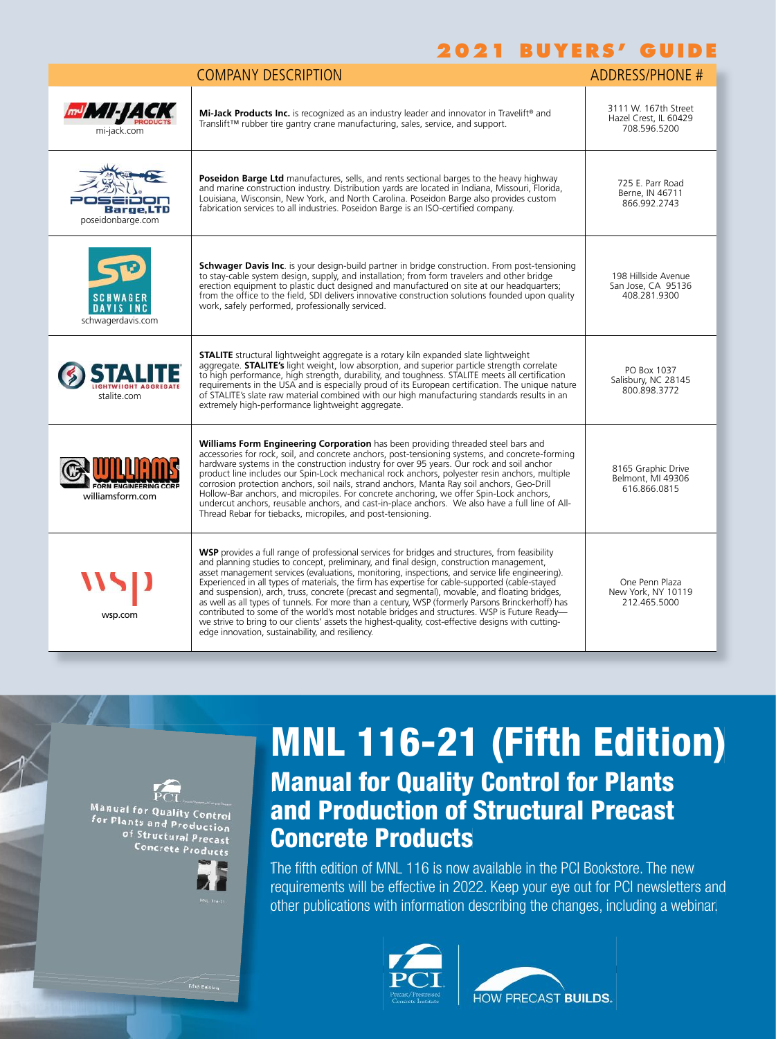# 2021 BUYERS' GUIDE

| | COMPANY DESCRIPTION | ADDRESS/PHONE # |
|---|---|---|
| MI-JACK PRODUCTS<br>mi-jack.com | **Mi-Jack Products Inc.** is recognized as an industry leader and innovator in Travelift® and Translift™ rubber tire gantry crane manufacturing, sales, service, and support. | 3111 W. 167th Street<br>Hazel Crest, IL 60429<br>708.596.5200 |
| POSEIDON Barge, LTD<br>poseidonbarge.com | **Poseidon Barge Ltd** manufactures, sells, and rents sectional barges to the heavy highway and marine construction industry. Distribution yards are located in Indiana, Missouri, Florida, Louisiana, Wisconsin, New York, and North Carolina. Poseidon Barge also provides custom fabrication services to all industries. Poseidon Barge is an ISO-certified company. | 725 E. Parr Road<br>Berne, IN 46711<br>866.992.2743 |
| SCHWAGER DAVIS INC<br>schwagerdavis.com | **Schwager Davis Inc**. is your design-build partner in bridge construction. From post-tensioning to stay-cable system design, supply, and installation; from form travelers and other bridge erection equipment to plastic duct designed and manufactured on site at our headquarters; from the office to the field, SDI delivers innovative construction solutions founded upon quality work, safely performed, professionally serviced. | 198 Hillside Avenue<br>San Jose, CA 95136<br>408.281.9300 |
| STALITE LIGHTWEIGHT AGGREGATE<br>stalite.com | **STALITE** structural lightweight aggregate is a rotary kiln expanded slate lightweight aggregate. **STALITE's** light weight, low absorption, and superior particle strength correlate to high performance, high strength, durability, and toughness. STALITE meets all certification requirements in the USA and is especially proud of its European certification. The unique nature of STALITE's slate raw material combined with our high manufacturing standards results in an extremely high-performance lightweight aggregate. | PO Box 1037<br>Salisbury, NC 28145<br>800.898.3772 |
| WILLIAMS FORM ENGINEERING CORP<br>williamsform.com | **Williams Form Engineering Corporation** has been providing threaded steel bars and accessories for rock, soil, and concrete anchors, post-tensioning systems, and concrete-forming hardware systems in the construction industry for over 95 years. Our rock and soil anchor product line includes our Spin-Lock mechanical rock anchors, polyester resin anchors, multiple corrosion protection anchors, soil nails, strand anchors, Manta Ray soil anchors, Geo-Drill Hollow-Bar anchors, and micropiles. For concrete anchoring, we offer Spin-Lock anchors, undercut anchors, reusable anchors, and cast-in-place anchors. We also have a full line of All-Thread Rebar for tiebacks, micropiles, and post-tensioning. | 8165 Graphic Drive<br>Belmont, MI 49306<br>616.866.0815 |
| wsp<br>wsp.com | **WSP** provides a full range of professional services for bridges and structures, from feasibility and planning studies to concept, preliminary, and final design, construction management, asset management services (evaluations, monitoring, inspections, and service life engineering). Experienced in all types of materials, the firm has expertise for cable-supported (cable-stayed and suspension), arch, truss, concrete (precast and segmental), movable, and floating bridges, as well as all types of tunnels. For more than a century, WSP (formerly Parsons Brinckerhoff) has contributed to some of the world's most notable bridges and structures. WSP is Future Ready—we strive to bring to our clients' assets the highest-quality, cost-effective designs with cutting-edge innovation, sustainability, and resiliency. | One Penn Plaza<br>New York, NY 10119<br>212.465.5000 |

# MNL 116-21 (Fifth Edition)

## Manual for Quality Control for Plants and Production of Structural Precast Concrete Products

The fifth edition of MNL 116 is now available in the PCI Bookstore. The new requirements will be effective in 2022. Keep your eye out for PCI newsletters and other publications with information describing the changes, including a webinar.

PCI Precast/Prestressed Concrete Institute

HOW PRECAST BUILDS.